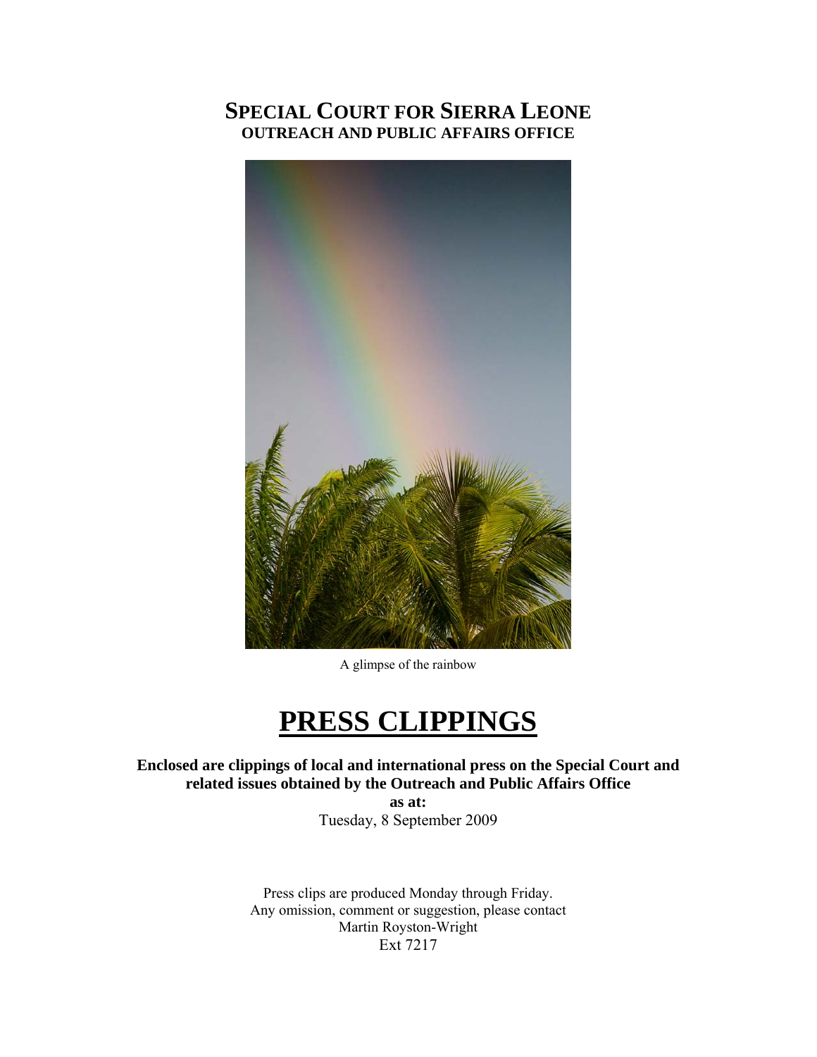# SPECIAL COURT FOR SIERRA LEONE
## OUTREACH AND PUBLIC AFFAIRS OFFICE

A glimpse of the rainbow

# PRESS CLIPPINGS

**Enclosed are clippings of local and international press on the Special Court and related issues obtained by the Outreach and Public Affairs Office**

**as at:**

Tuesday, 8 September 2009

Press clips are produced Monday through Friday.
Any omission, comment or suggestion, please contact
Martin Royston-Wright
Ext 7217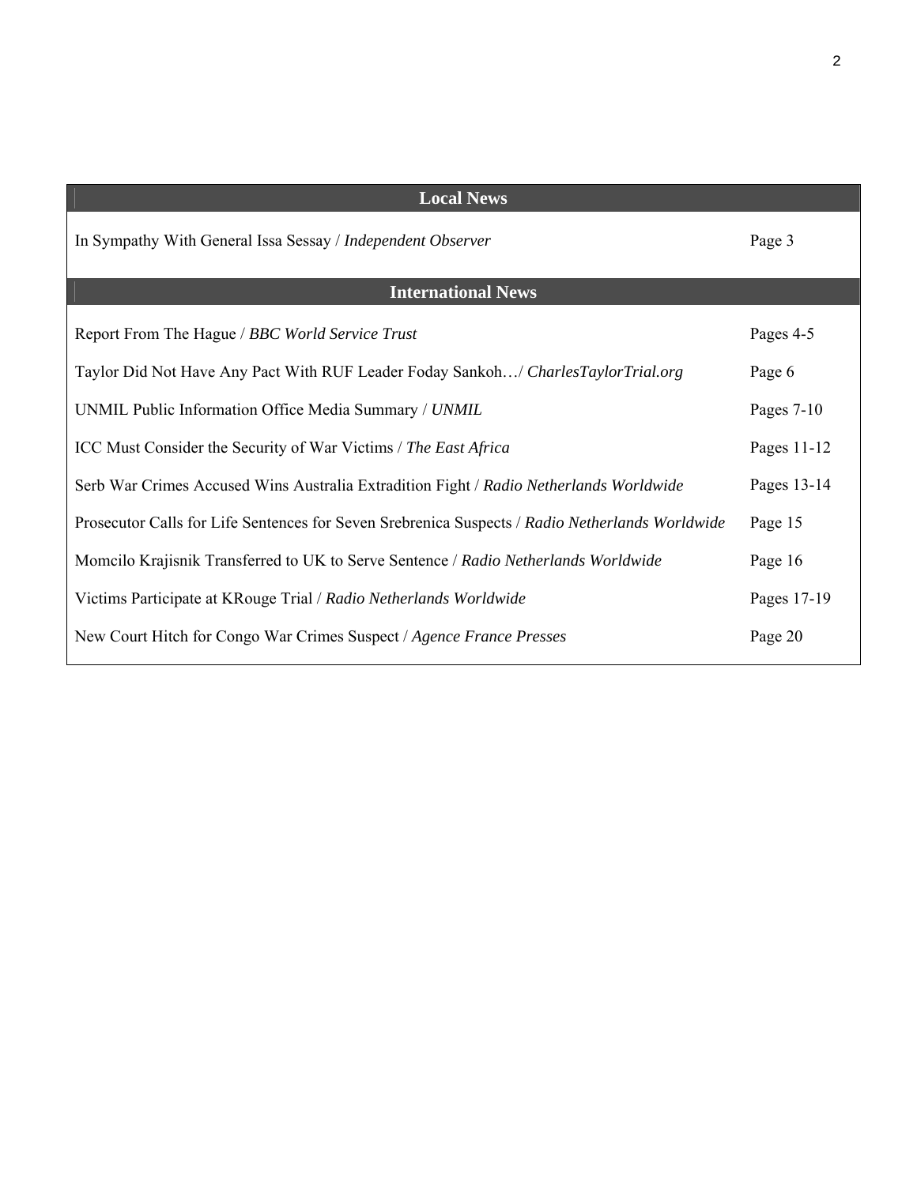| Local News | |
|---|---|
| In Sympathy With General Issa Sessay / *Independent Observer* | Page 3 |

| International News | |
|---|---|
| Report From The Hague / *BBC World Service Trust* | Pages 4-5 |
| Taylor Did Not Have Any Pact With RUF Leader Foday Sankoh…/ *CharlesTaylorTrial.org* | Page 6 |
| UNMIL Public Information Office Media Summary / *UNMIL* | Pages 7-10 |
| ICC Must Consider the Security of War Victims / *The East Africa* | Pages 11-12 |
| Serb War Crimes Accused Wins Australia Extradition Fight / *Radio Netherlands Worldwide* | Pages 13-14 |
| Prosecutor Calls for Life Sentences for Seven Srebrenica Suspects / *Radio Netherlands Worldwide* | Page 15 |
| Momcilo Krajisnik Transferred to UK to Serve Sentence / *Radio Netherlands Worldwide* | Page 16 |
| Victims Participate at KRouge Trial / *Radio Netherlands Worldwide* | Pages 17-19 |
| New Court Hitch for Congo War Crimes Suspect / *Agence France Presses* | Page 20 |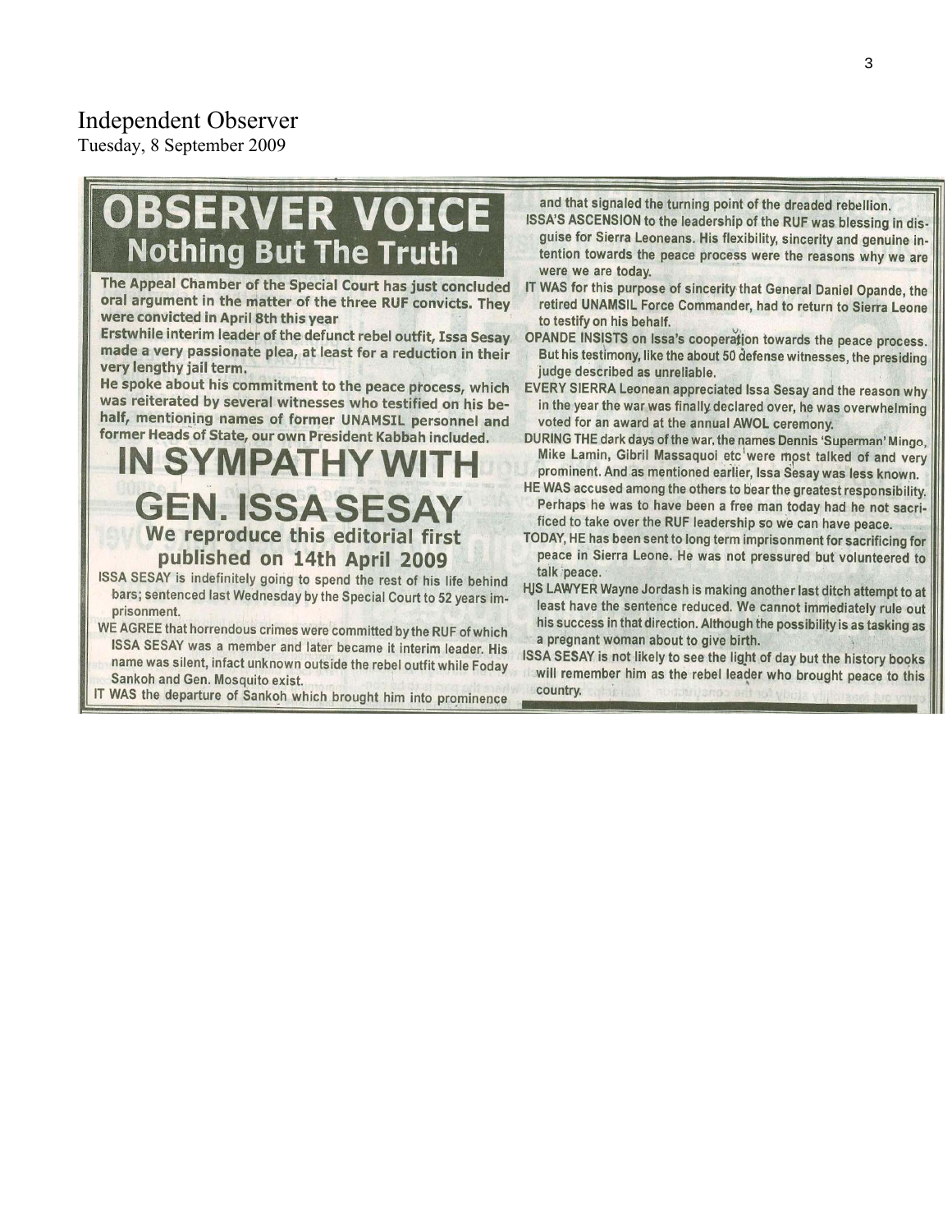Independent Observer
Tuesday, 8 September 2009

# OBSERVER VOICE
## Nothing But The Truth

**The Appeal Chamber of the Special Court has just concluded oral argument in the matter of the three RUF convicts. They were convicted in April 8th this year**

**Erstwhile interim leader of the defunct rebel outfit, Issa Sesay made a very passionate plea, at least for a reduction in their very lengthy jail term.**

**He spoke about his commitment to the peace process, which was reiterated by several witnesses who testified on his behalf, mentioning names of former UNAMSIL personnel and former Heads of State, our own President Kabbah included.**

# IN SYMPATHY WITH GEN. ISSA SESAY

### We reproduce this editorial first published on 14th April 2009

ISSA SESAY is indefinitely going to spend the rest of his life behind bars; sentenced last Wednesday by the Special Court to 52 years imprisonment.

WE AGREE that horrendous crimes were committed by the RUF of which ISSA SESAY was a member and later became it interim leader. His name was silent, infact unknown outside the rebel outfit while Foday Sankoh and Gen. Mosquito exist.

IT WAS the departure of Sankoh which brought him into prominence and that signaled the turning point of the dreaded rebellion.

ISSA'S ASCENSION to the leadership of the RUF was blessing in disguise for Sierra Leoneans. His flexibility, sincerity and genuine intention towards the peace process were the reasons why we are were we are today.

IT WAS for this purpose of sincerity that General Daniel Opande, the retired UNAMSIL Force Commander, had to return to Sierra Leone to testify on his behalf.

OPANDE INSISTS on Issa's cooperation towards the peace process. But his testimony, like the about 50 defense witnesses, the presiding judge described as unreliable.

EVERY SIERRA Leonean appreciated Issa Sesay and the reason why in the year the war was finally declared over, he was overwhelming voted for an award at the annual AWOL ceremony.

DURING THE dark days of the war, the names Dennis 'Superman' Mingo, Mike Lamin, Gibril Massaquoi etc were most talked of and very prominent. And as mentioned earlier, Issa Sesay was less known.

HE WAS accused among the others to bear the greatest responsibility. Perhaps he was to have been a free man today had he not sacrificed to take over the RUF leadership so we can have peace.

TODAY, HE has been sent to long term imprisonment for sacrificing for peace in Sierra Leone. He was not pressured but volunteered to talk peace.

HIS LAWYER Wayne Jordash is making another last ditch attempt to at least have the sentence reduced. We cannot immediately rule out his success in that direction. Although the possibility is as tasking as a pregnant woman about to give birth.

ISSA SESAY is not likely to see the light of day but the history books will remember him as the rebel leader who brought peace to this country.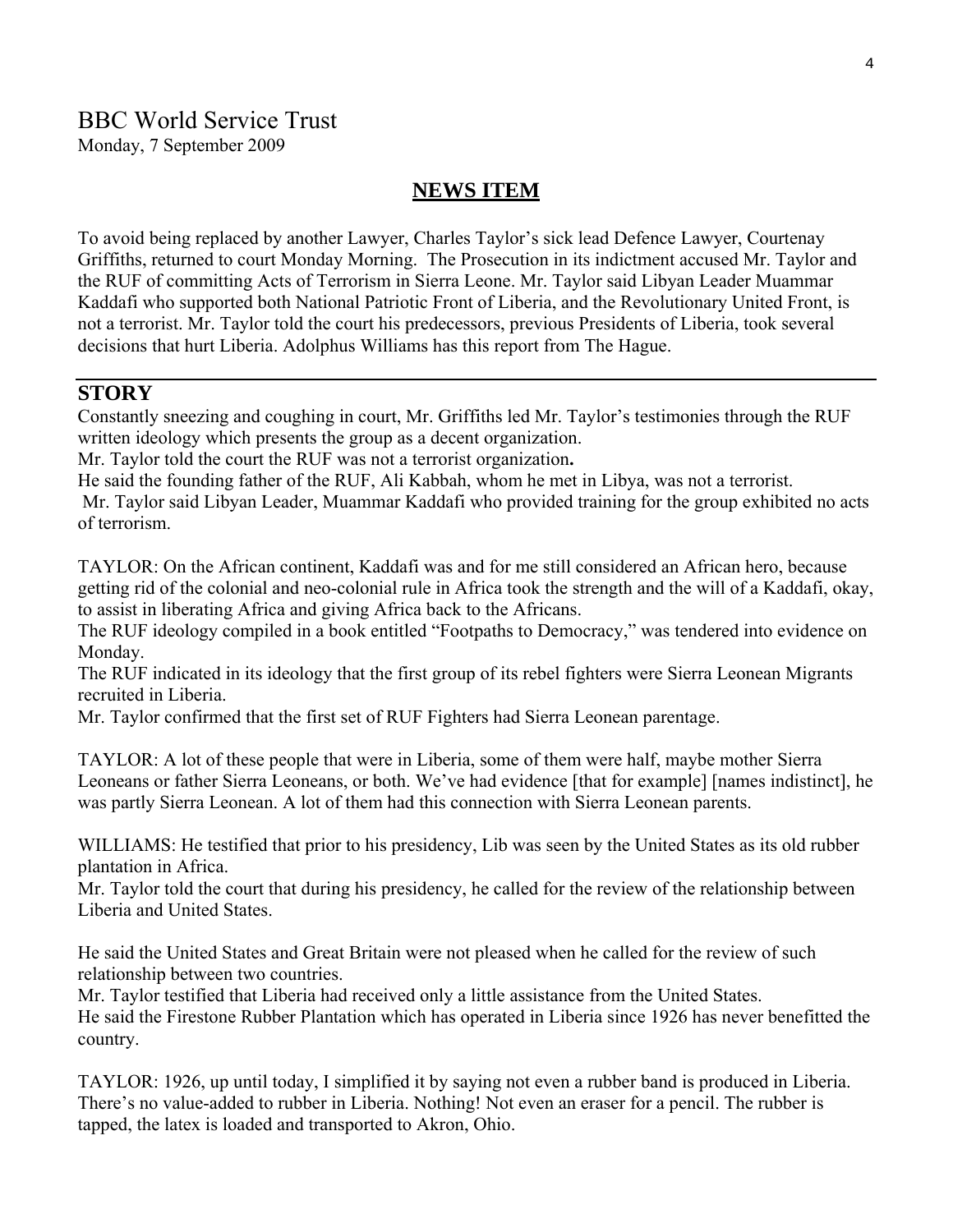# BBC World Service Trust

Monday, 7 September 2009

## NEWS ITEM

To avoid being replaced by another Lawyer, Charles Taylor's sick lead Defence Lawyer, Courtenay Griffiths, returned to court Monday Morning. The Prosecution in its indictment accused Mr. Taylor and the RUF of committing Acts of Terrorism in Sierra Leone. Mr. Taylor said Libyan Leader Muammar Kaddafi who supported both National Patriotic Front of Liberia, and the Revolutionary United Front, is not a terrorist. Mr. Taylor told the court his predecessors, previous Presidents of Liberia, took several decisions that hurt Liberia. Adolphus Williams has this report from The Hague.

---

## STORY

Constantly sneezing and coughing in court, Mr. Griffiths led Mr. Taylor's testimonies through the RUF written ideology which presents the group as a decent organization.

Mr. Taylor told the court the RUF was not a terrorist organization**.**

He said the founding father of the RUF, Ali Kabbah, whom he met in Libya, was not a terrorist.

Mr. Taylor said Libyan Leader, Muammar Kaddafi who provided training for the group exhibited no acts of terrorism.

TAYLOR: On the African continent, Kaddafi was and for me still considered an African hero, because getting rid of the colonial and neo-colonial rule in Africa took the strength and the will of a Kaddafi, okay, to assist in liberating Africa and giving Africa back to the Africans.

The RUF ideology compiled in a book entitled "Footpaths to Democracy," was tendered into evidence on Monday.

The RUF indicated in its ideology that the first group of its rebel fighters were Sierra Leonean Migrants recruited in Liberia.

Mr. Taylor confirmed that the first set of RUF Fighters had Sierra Leonean parentage.

TAYLOR: A lot of these people that were in Liberia, some of them were half, maybe mother Sierra Leoneans or father Sierra Leoneans, or both. We've had evidence [that for example] [names indistinct], he was partly Sierra Leonean. A lot of them had this connection with Sierra Leonean parents.

WILLIAMS: He testified that prior to his presidency, Lib was seen by the United States as its old rubber plantation in Africa.

Mr. Taylor told the court that during his presidency, he called for the review of the relationship between Liberia and United States.

He said the United States and Great Britain were not pleased when he called for the review of such relationship between two countries.

Mr. Taylor testified that Liberia had received only a little assistance from the United States.

He said the Firestone Rubber Plantation which has operated in Liberia since 1926 has never benefitted the country.

TAYLOR: 1926, up until today, I simplified it by saying not even a rubber band is produced in Liberia. There's no value-added to rubber in Liberia. Nothing! Not even an eraser for a pencil. The rubber is tapped, the latex is loaded and transported to Akron, Ohio.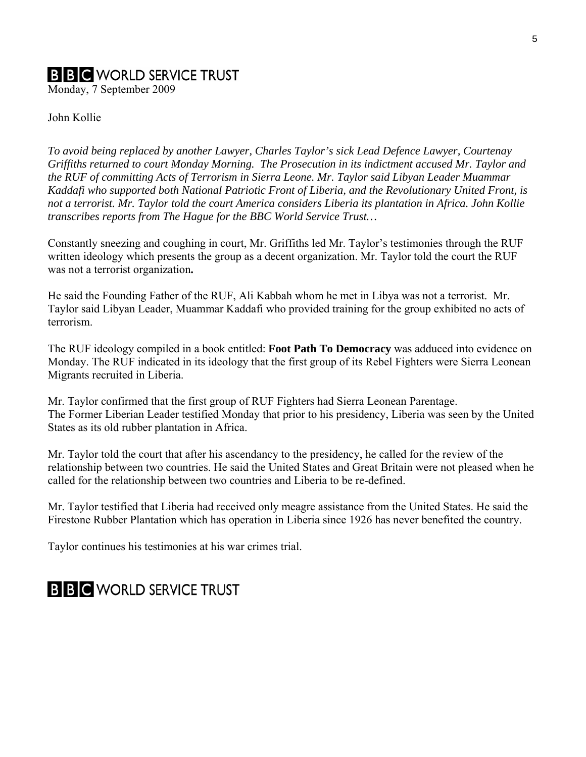# BBC WORLD SERVICE TRUST

Monday, 7 September 2009

John Kollie

*To avoid being replaced by another Lawyer, Charles Taylor's sick Lead Defence Lawyer, Courtenay Griffiths returned to court Monday Morning. The Prosecution in its indictment accused Mr. Taylor and the RUF of committing Acts of Terrorism in Sierra Leone. Mr. Taylor said Libyan Leader Muammar Kaddafi who supported both National Patriotic Front of Liberia, and the Revolutionary United Front, is not a terrorist. Mr. Taylor told the court America considers Liberia its plantation in Africa. John Kollie transcribes reports from The Hague for the BBC World Service Trust…*

Constantly sneezing and coughing in court, Mr. Griffiths led Mr. Taylor's testimonies through the RUF written ideology which presents the group as a decent organization. Mr. Taylor told the court the RUF was not a terrorist organization**.**

He said the Founding Father of the RUF, Ali Kabbah whom he met in Libya was not a terrorist. Mr. Taylor said Libyan Leader, Muammar Kaddafi who provided training for the group exhibited no acts of terrorism.

The RUF ideology compiled in a book entitled: **Foot Path To Democracy** was adduced into evidence on Monday. The RUF indicated in its ideology that the first group of its Rebel Fighters were Sierra Leonean Migrants recruited in Liberia.

Mr. Taylor confirmed that the first group of RUF Fighters had Sierra Leonean Parentage.
The Former Liberian Leader testified Monday that prior to his presidency, Liberia was seen by the United States as its old rubber plantation in Africa.

Mr. Taylor told the court that after his ascendancy to the presidency, he called for the review of the relationship between two countries. He said the United States and Great Britain were not pleased when he called for the relationship between two countries and Liberia to be re-defined.

Mr. Taylor testified that Liberia had received only meagre assistance from the United States. He said the Firestone Rubber Plantation which has operation in Liberia since 1926 has never benefited the country.

Taylor continues his testimonies at his war crimes trial.

# BBC WORLD SERVICE TRUST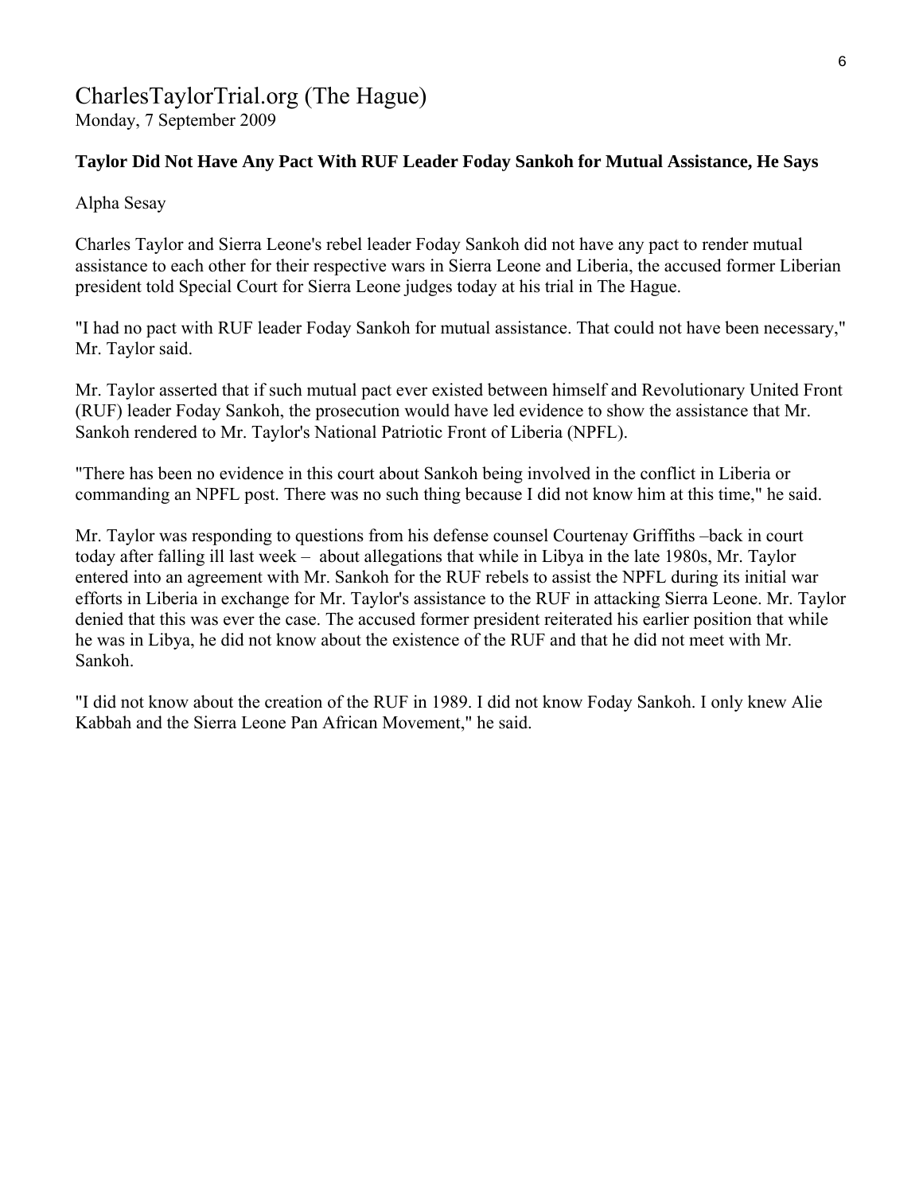# CharlesTaylorTrial.org (The Hague)

Monday, 7 September 2009

**Taylor Did Not Have Any Pact With RUF Leader Foday Sankoh for Mutual Assistance, He Says**

Alpha Sesay

Charles Taylor and Sierra Leone's rebel leader Foday Sankoh did not have any pact to render mutual assistance to each other for their respective wars in Sierra Leone and Liberia, the accused former Liberian president told Special Court for Sierra Leone judges today at his trial in The Hague.

"I had no pact with RUF leader Foday Sankoh for mutual assistance. That could not have been necessary," Mr. Taylor said.

Mr. Taylor asserted that if such mutual pact ever existed between himself and Revolutionary United Front (RUF) leader Foday Sankoh, the prosecution would have led evidence to show the assistance that Mr. Sankoh rendered to Mr. Taylor's National Patriotic Front of Liberia (NPFL).

"There has been no evidence in this court about Sankoh being involved in the conflict in Liberia or commanding an NPFL post. There was no such thing because I did not know him at this time," he said.

Mr. Taylor was responding to questions from his defense counsel Courtenay Griffiths –back in court today after falling ill last week – about allegations that while in Libya in the late 1980s, Mr. Taylor entered into an agreement with Mr. Sankoh for the RUF rebels to assist the NPFL during its initial war efforts in Liberia in exchange for Mr. Taylor's assistance to the RUF in attacking Sierra Leone. Mr. Taylor denied that this was ever the case. The accused former president reiterated his earlier position that while he was in Libya, he did not know about the existence of the RUF and that he did not meet with Mr. Sankoh.

"I did not know about the creation of the RUF in 1989. I did not know Foday Sankoh. I only knew Alie Kabbah and the Sierra Leone Pan African Movement," he said.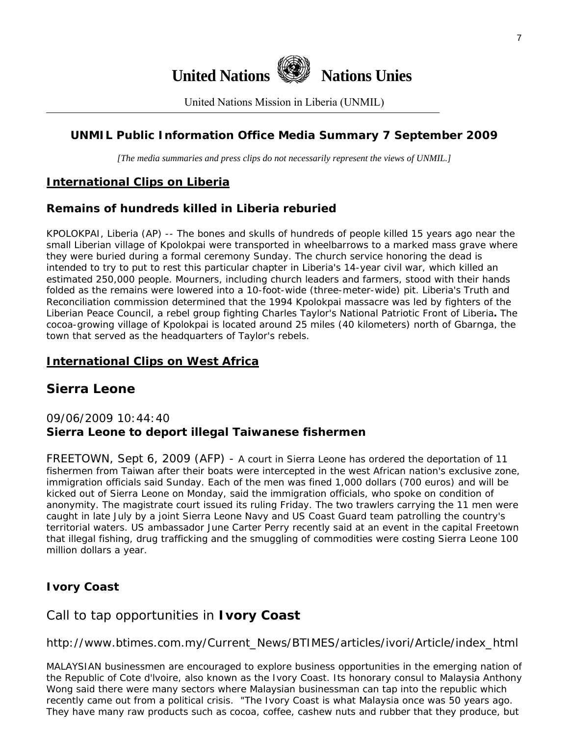**United Nations** **Nations Unies**

United Nations Mission in Liberia (UNMIL)

## UNMIL Public Information Office Media Summary 7 September 2009

*[The media summaries and press clips do not necessarily represent the views of UNMIL.]*

## International Clips on Liberia

### Remains of hundreds killed in Liberia reburied

KPOLOKPAI, Liberia (AP) -- The bones and skulls of hundreds of people killed 15 years ago near the small Liberian village of Kpolokpai were transported in wheelbarrows to a marked mass grave where they were buried during a formal ceremony Sunday. The church service honoring the dead is intended to try to put to rest this particular chapter in Liberia's 14-year civil war, which killed an estimated 250,000 people. Mourners, including church leaders and farmers, stood with their hands folded as the remains were lowered into a 10-foot-wide (three-meter-wide) pit. Liberia's Truth and Reconciliation commission determined that the 1994 Kpolokpai massacre was led by fighters of the Liberian Peace Council, a rebel group fighting Charles Taylor's National Patriotic Front of Liberia**.** The cocoa-growing village of Kpolokpai is located around 25 miles (40 kilometers) north of Gbarnga, the town that served as the headquarters of Taylor's rebels.

## International Clips on West Africa

## Sierra Leone

09/06/2009 10:44:40
**Sierra Leone to deport illegal Taiwanese fishermen**

FREETOWN, Sept 6, 2009 (AFP) - A court in Sierra Leone has ordered the deportation of 11 fishermen from Taiwan after their boats were intercepted in the west African nation's exclusive zone, immigration officials said Sunday. Each of the men was fined 1,000 dollars (700 euros) and will be kicked out of Sierra Leone on Monday, said the immigration officials, who spoke on condition of anonymity. The magistrate court issued its ruling Friday. The two trawlers carrying the 11 men were caught in late July by a joint Sierra Leone Navy and US Coast Guard team patrolling the country's territorial waters. US ambassador June Carter Perry recently said at an event in the capital Freetown that illegal fishing, drug trafficking and the smuggling of commodities were costing Sierra Leone 100 million dollars a year.

### Ivory Coast

## Call to tap opportunities in **Ivory Coast**

http://www.btimes.com.my/Current_News/BTIMES/articles/ivori/Article/index_html

MALAYSIAN businessmen are encouraged to explore business opportunities in the emerging nation of the Republic of Cote d'lvoire, also known as the Ivory Coast. Its honorary consul to Malaysia Anthony Wong said there were many sectors where Malaysian businessman can tap into the republic which recently came out from a political crisis. "The Ivory Coast is what Malaysia once was 50 years ago. They have many raw products such as cocoa, coffee, cashew nuts and rubber that they produce, but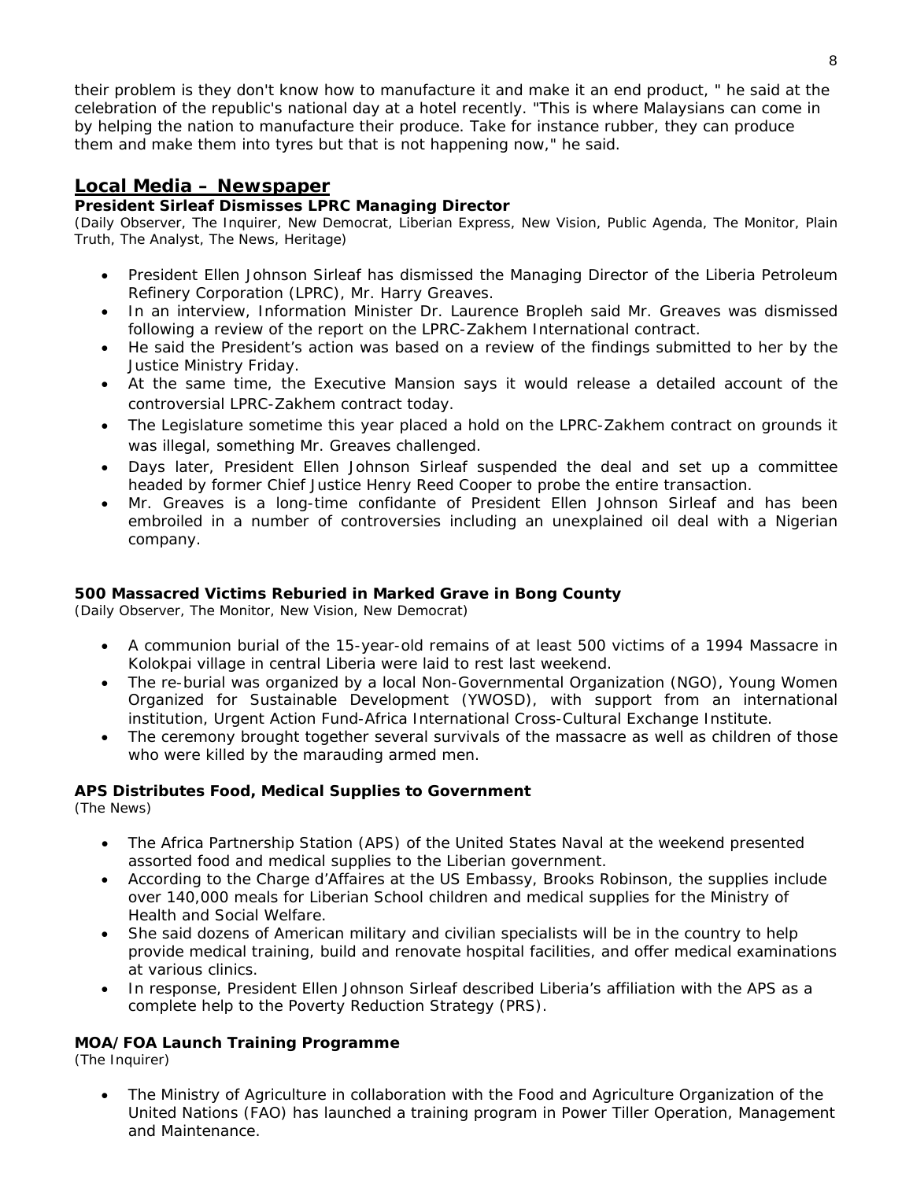their problem is they don't know how to manufacture it and make it an end product, " he said at the celebration of the republic's national day at a hotel recently. "This is where Malaysians can come in by helping the nation to manufacture their produce. Take for instance rubber, they can produce them and make them into tyres but that is not happening now," he said.

## Local Media – Newspaper

### President Sirleaf Dismisses LPRC Managing Director

(Daily Observer, The Inquirer, New Democrat, Liberian Express, New Vision, Public Agenda, The Monitor, Plain Truth, The Analyst, The News, Heritage)

- President Ellen Johnson Sirleaf has dismissed the Managing Director of the Liberia Petroleum Refinery Corporation (LPRC), Mr. Harry Greaves.
- In an interview, Information Minister Dr. Laurence Bropleh said Mr. Greaves was dismissed following a review of the report on the LPRC-Zakhem International contract.
- He said the President's action was based on a review of the findings submitted to her by the Justice Ministry Friday.
- At the same time, the Executive Mansion says it would release a detailed account of the controversial LPRC-Zakhem contract today.
- The Legislature sometime this year placed a hold on the LPRC-Zakhem contract on grounds it was illegal, something Mr. Greaves challenged.
- Days later, President Ellen Johnson Sirleaf suspended the deal and set up a committee headed by former Chief Justice Henry Reed Cooper to probe the entire transaction.
- Mr. Greaves is a long-time confidante of President Ellen Johnson Sirleaf and has been embroiled in a number of controversies including an unexplained oil deal with a Nigerian company.

### 500 Massacred Victims Reburied in Marked Grave in Bong County

(Daily Observer, The Monitor, New Vision, New Democrat)

- A communion burial of the 15-year-old remains of at least 500 victims of a 1994 Massacre in Kolokpai village in central Liberia were laid to rest last weekend.
- The re-burial was organized by a local Non-Governmental Organization (NGO), Young Women Organized for Sustainable Development (YWOSD), with support from an international institution, Urgent Action Fund-Africa International Cross-Cultural Exchange Institute.
- The ceremony brought together several survivals of the massacre as well as children of those who were killed by the marauding armed men.

### APS Distributes Food, Medical Supplies to Government

(The News)

- The Africa Partnership Station (APS) of the United States Naval at the weekend presented assorted food and medical supplies to the Liberian government.
- According to the Charge d'Affaires at the US Embassy, Brooks Robinson, the supplies include over 140,000 meals for Liberian School children and medical supplies for the Ministry of Health and Social Welfare.
- She said dozens of American military and civilian specialists will be in the country to help provide medical training, build and renovate hospital facilities, and offer medical examinations at various clinics.
- In response, President Ellen Johnson Sirleaf described Liberia's affiliation with the APS as a complete help to the Poverty Reduction Strategy (PRS).

### MOA/FOA Launch Training Programme

(The Inquirer)

- The Ministry of Agriculture in collaboration with the Food and Agriculture Organization of the United Nations (FAO) has launched a training program in Power Tiller Operation, Management and Maintenance.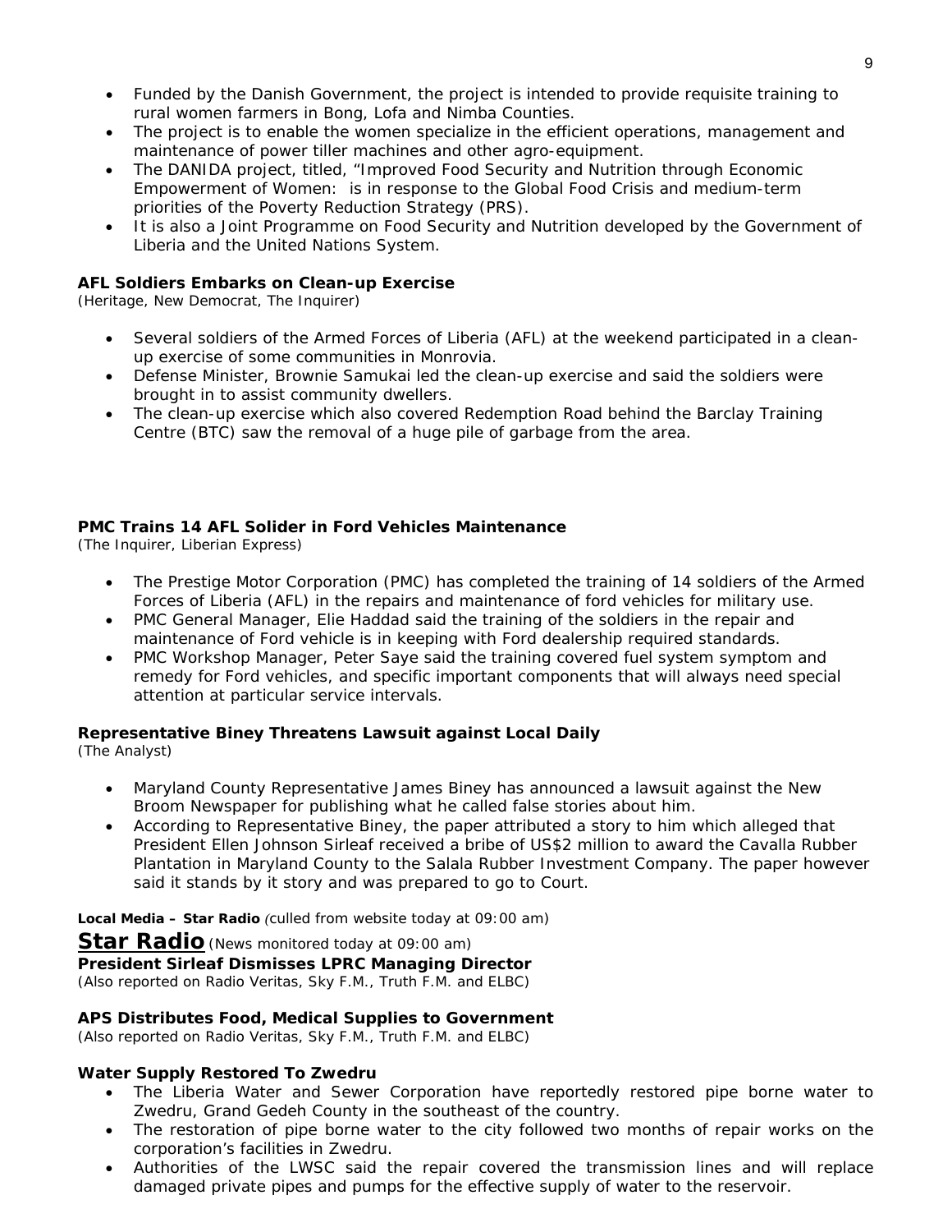- Funded by the Danish Government, the project is intended to provide requisite training to rural women farmers in Bong, Lofa and Nimba Counties.
- The project is to enable the women specialize in the efficient operations, management and maintenance of power tiller machines and other agro-equipment.
- The DANIDA project, titled, "Improved Food Security and Nutrition through Economic Empowerment of Women: is in response to the Global Food Crisis and medium-term priorities of the Poverty Reduction Strategy (PRS).
- It is also a Joint Programme on Food Security and Nutrition developed by the Government of Liberia and the United Nations System.

**AFL Soldiers Embarks on Clean-up Exercise**
*(Heritage, New Democrat, The Inquirer)*

- Several soldiers of the Armed Forces of Liberia (AFL) at the weekend participated in a clean-up exercise of some communities in Monrovia.
- Defense Minister, Brownie Samukai led the clean-up exercise and said the soldiers were brought in to assist community dwellers.
- The clean-up exercise which also covered Redemption Road behind the Barclay Training Centre (BTC) saw the removal of a huge pile of garbage from the area.

**PMC Trains 14 AFL Solider in Ford Vehicles Maintenance**
*(The Inquirer, Liberian Express)*

- The Prestige Motor Corporation (PMC) has completed the training of 14 soldiers of the Armed Forces of Liberia (AFL) in the repairs and maintenance of ford vehicles for military use.
- PMC General Manager, Elie Haddad said the training of the soldiers in the repair and maintenance of Ford vehicle is in keeping with Ford dealership required standards.
- PMC Workshop Manager, Peter Saye said the training covered fuel system symptom and remedy for Ford vehicles, and specific important components that will always need special attention at particular service intervals.

**Representative Biney Threatens Lawsuit against Local Daily**
*(The Analyst)*

- Maryland County Representative James Biney has announced a lawsuit against the New Broom Newspaper for publishing what he called false stories about him.
- According to Representative Biney, the paper attributed a story to him which alleged that President Ellen Johnson Sirleaf received a bribe of US$2 million to award the Cavalla Rubber Plantation in Maryland County to the Salala Rubber Investment Company. The paper however said it stands by it story and was prepared to go to Court.

**Local Media – Star Radio** *(culled from website today at 09:00 am)*

**Star Radio** *(News monitored today at 09:00 am)*

**President Sirleaf Dismisses LPRC Managing Director**
*(Also reported on Radio Veritas, Sky F.M., Truth F.M. and ELBC)*

**APS Distributes Food, Medical Supplies to Government**
*(Also reported on Radio Veritas, Sky F.M., Truth F.M. and ELBC)*

**Water Supply Restored To Zwedru**

- The Liberia Water and Sewer Corporation have reportedly restored pipe borne water to Zwedru, Grand Gedeh County in the southeast of the country.
- The restoration of pipe borne water to the city followed two months of repair works on the corporation's facilities in Zwedru.
- Authorities of the LWSC said the repair covered the transmission lines and will replace damaged private pipes and pumps for the effective supply of water to the reservoir.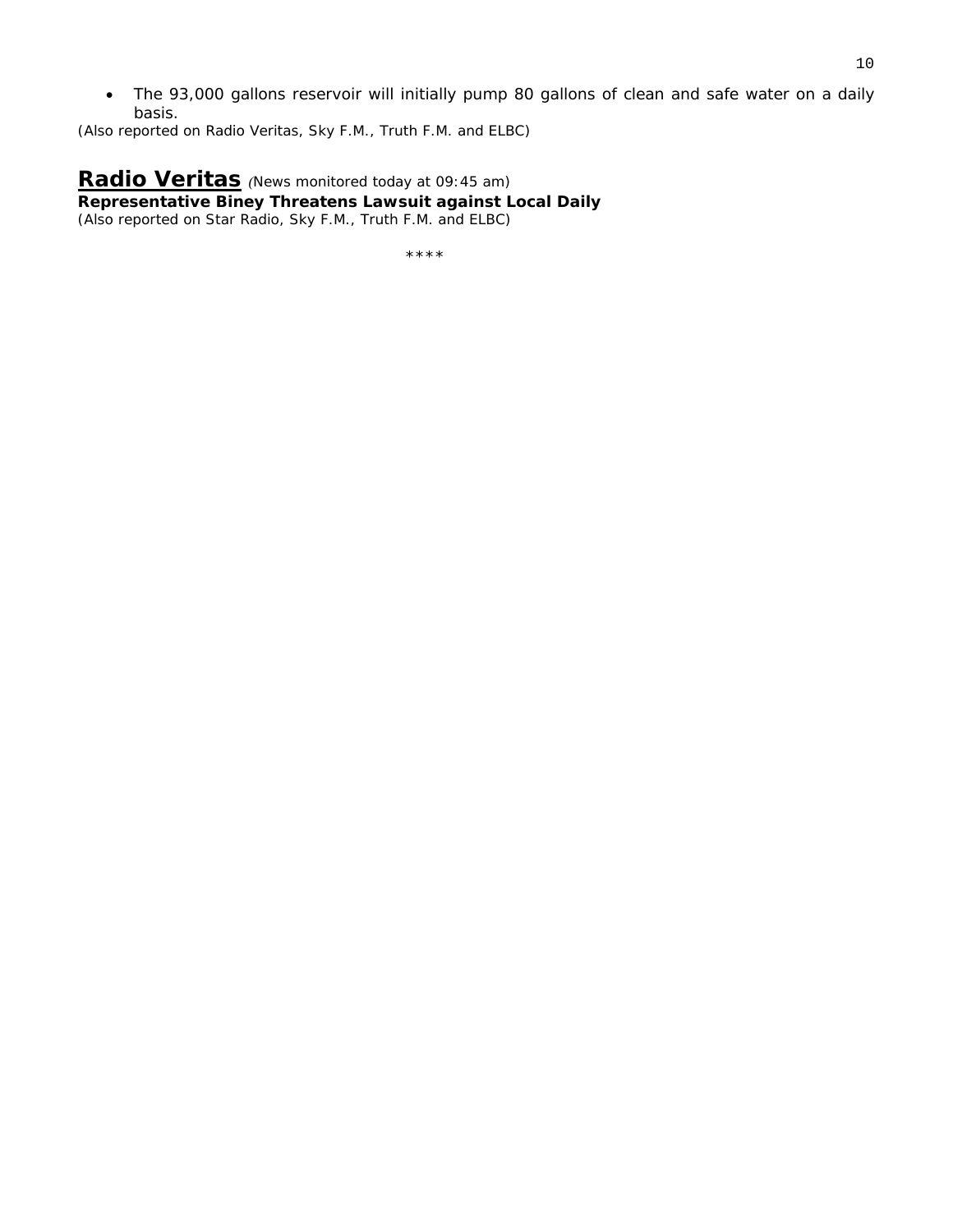- The 93,000 gallons reservoir will initially pump 80 gallons of clean and safe water on a daily basis.

*(Also reported on Radio Veritas, Sky F.M., Truth F.M. and ELBC)*

## Radio Veritas *(News monitored today at 09:45 am)*

**Representative Biney Threatens Lawsuit against Local Daily**

*(Also reported on Star Radio, Sky F.M., Truth F.M. and ELBC)*

****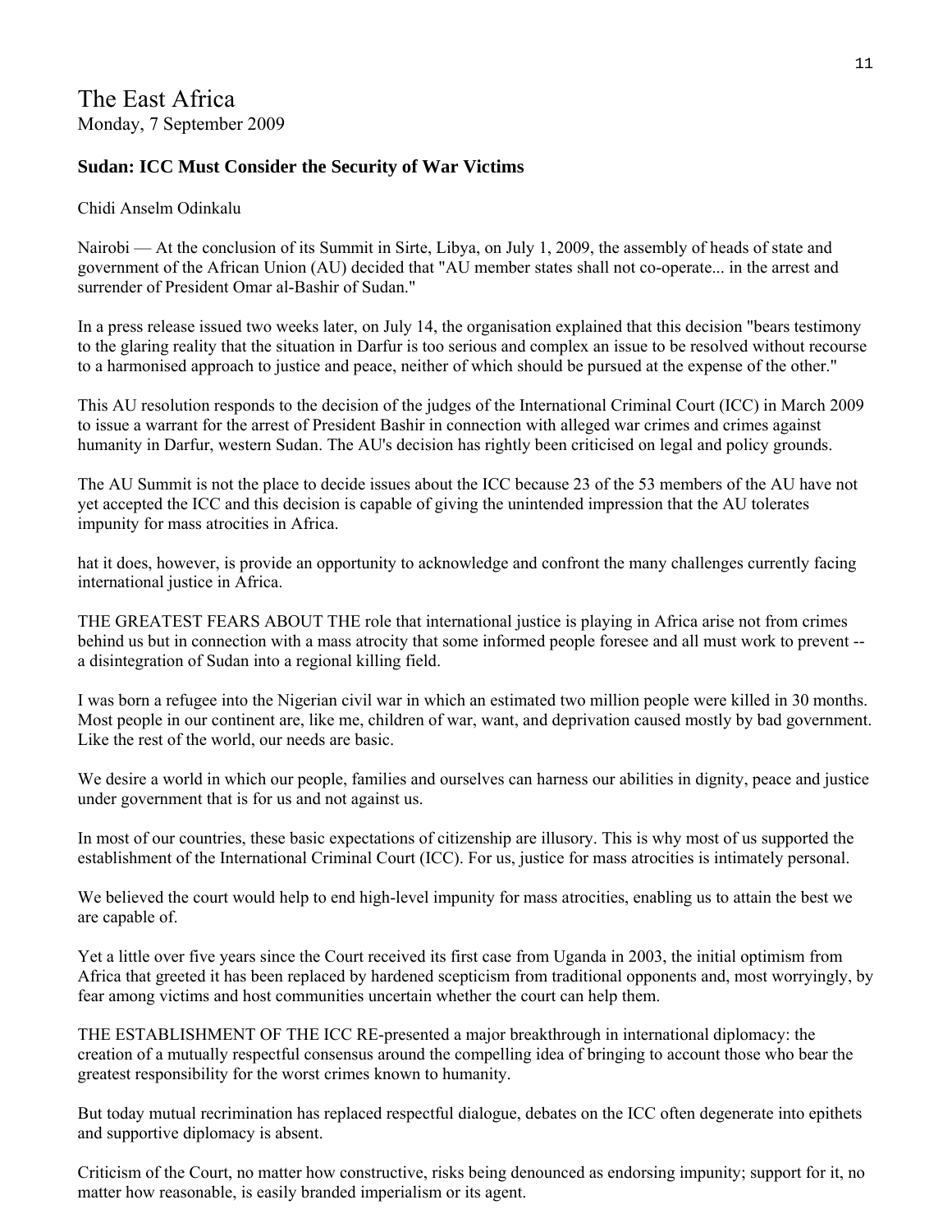# The East Africa

Monday, 7 September 2009

### Sudan: ICC Must Consider the Security of War Victims

Chidi Anselm Odinkalu

Nairobi — At the conclusion of its Summit in Sirte, Libya, on July 1, 2009, the assembly of heads of state and government of the African Union (AU) decided that "AU member states shall not co-operate... in the arrest and surrender of President Omar al-Bashir of Sudan."

In a press release issued two weeks later, on July 14, the organisation explained that this decision "bears testimony to the glaring reality that the situation in Darfur is too serious and complex an issue to be resolved without recourse to a harmonised approach to justice and peace, neither of which should be pursued at the expense of the other."

This AU resolution responds to the decision of the judges of the International Criminal Court (ICC) in March 2009 to issue a warrant for the arrest of President Bashir in connection with alleged war crimes and crimes against humanity in Darfur, western Sudan. The AU's decision has rightly been criticised on legal and policy grounds.

The AU Summit is not the place to decide issues about the ICC because 23 of the 53 members of the AU have not yet accepted the ICC and this decision is capable of giving the unintended impression that the AU tolerates impunity for mass atrocities in Africa.

hat it does, however, is provide an opportunity to acknowledge and confront the many challenges currently facing international justice in Africa.

THE GREATEST FEARS ABOUT THE role that international justice is playing in Africa arise not from crimes behind us but in connection with a mass atrocity that some informed people foresee and all must work to prevent -- a disintegration of Sudan into a regional killing field.

I was born a refugee into the Nigerian civil war in which an estimated two million people were killed in 30 months. Most people in our continent are, like me, children of war, want, and deprivation caused mostly by bad government. Like the rest of the world, our needs are basic.

We desire a world in which our people, families and ourselves can harness our abilities in dignity, peace and justice under government that is for us and not against us.

In most of our countries, these basic expectations of citizenship are illusory. This is why most of us supported the establishment of the International Criminal Court (ICC). For us, justice for mass atrocities is intimately personal.

We believed the court would help to end high-level impunity for mass atrocities, enabling us to attain the best we are capable of.

Yet a little over five years since the Court received its first case from Uganda in 2003, the initial optimism from Africa that greeted it has been replaced by hardened scepticism from traditional opponents and, most worryingly, by fear among victims and host communities uncertain whether the court can help them.

THE ESTABLISHMENT OF THE ICC RE-presented a major breakthrough in international diplomacy: the creation of a mutually respectful consensus around the compelling idea of bringing to account those who bear the greatest responsibility for the worst crimes known to humanity.

But today mutual recrimination has replaced respectful dialogue, debates on the ICC often degenerate into epithets and supportive diplomacy is absent.

Criticism of the Court, no matter how constructive, risks being denounced as endorsing impunity; support for it, no matter how reasonable, is easily branded imperialism or its agent.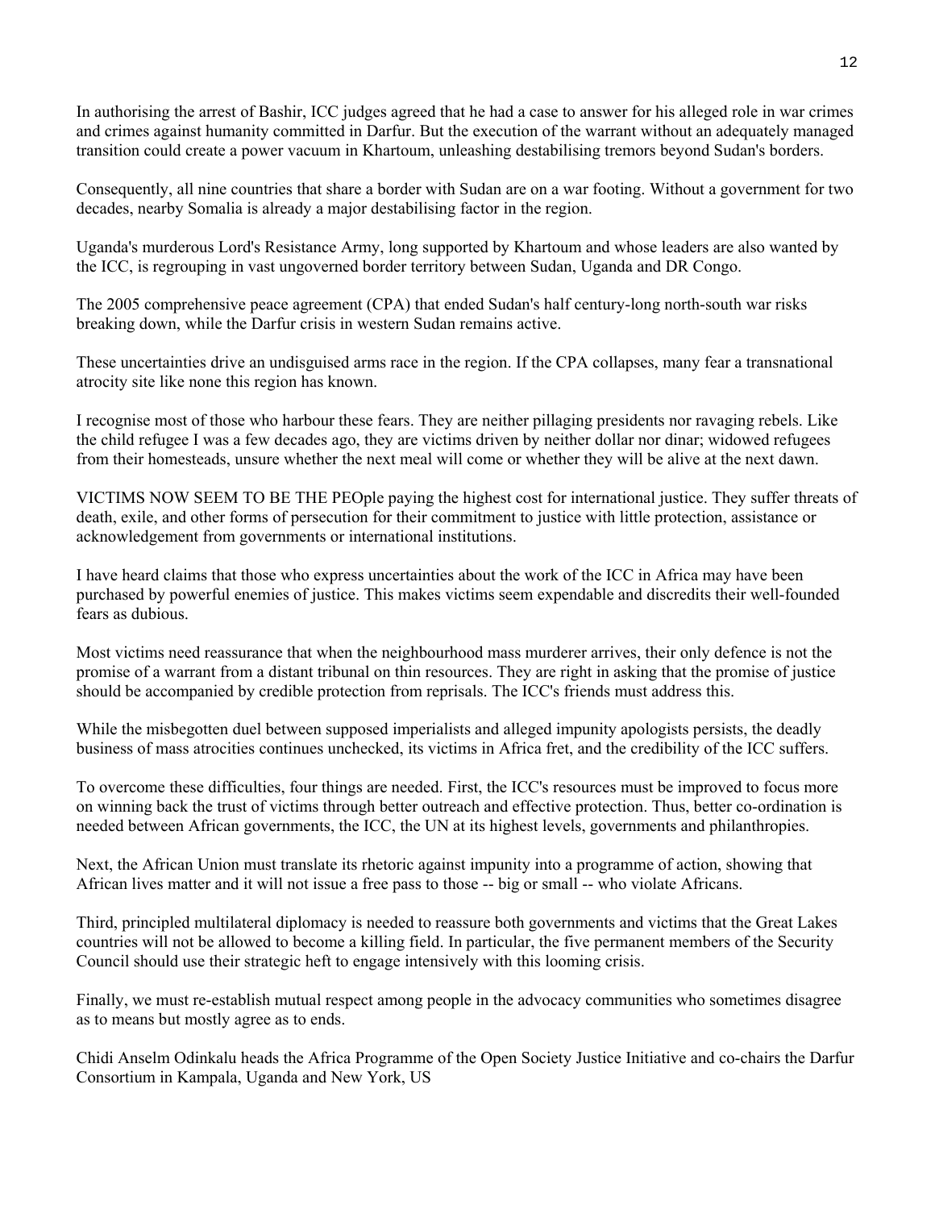In authorising the arrest of Bashir, ICC judges agreed that he had a case to answer for his alleged role in war crimes and crimes against humanity committed in Darfur. But the execution of the warrant without an adequately managed transition could create a power vacuum in Khartoum, unleashing destabilising tremors beyond Sudan's borders.

Consequently, all nine countries that share a border with Sudan are on a war footing. Without a government for two decades, nearby Somalia is already a major destabilising factor in the region.

Uganda's murderous Lord's Resistance Army, long supported by Khartoum and whose leaders are also wanted by the ICC, is regrouping in vast ungoverned border territory between Sudan, Uganda and DR Congo.

The 2005 comprehensive peace agreement (CPA) that ended Sudan's half century-long north-south war risks breaking down, while the Darfur crisis in western Sudan remains active.

These uncertainties drive an undisguised arms race in the region. If the CPA collapses, many fear a transnational atrocity site like none this region has known.

I recognise most of those who harbour these fears. They are neither pillaging presidents nor ravaging rebels. Like the child refugee I was a few decades ago, they are victims driven by neither dollar nor dinar; widowed refugees from their homesteads, unsure whether the next meal will come or whether they will be alive at the next dawn.

VICTIMS NOW SEEM TO BE THE PEOple paying the highest cost for international justice. They suffer threats of death, exile, and other forms of persecution for their commitment to justice with little protection, assistance or acknowledgement from governments or international institutions.

I have heard claims that those who express uncertainties about the work of the ICC in Africa may have been purchased by powerful enemies of justice. This makes victims seem expendable and discredits their well-founded fears as dubious.

Most victims need reassurance that when the neighbourhood mass murderer arrives, their only defence is not the promise of a warrant from a distant tribunal on thin resources. They are right in asking that the promise of justice should be accompanied by credible protection from reprisals. The ICC's friends must address this.

While the misbegotten duel between supposed imperialists and alleged impunity apologists persists, the deadly business of mass atrocities continues unchecked, its victims in Africa fret, and the credibility of the ICC suffers.

To overcome these difficulties, four things are needed. First, the ICC's resources must be improved to focus more on winning back the trust of victims through better outreach and effective protection. Thus, better co-ordination is needed between African governments, the ICC, the UN at its highest levels, governments and philanthropies.

Next, the African Union must translate its rhetoric against impunity into a programme of action, showing that African lives matter and it will not issue a free pass to those -- big or small -- who violate Africans.

Third, principled multilateral diplomacy is needed to reassure both governments and victims that the Great Lakes countries will not be allowed to become a killing field. In particular, the five permanent members of the Security Council should use their strategic heft to engage intensively with this looming crisis.

Finally, we must re-establish mutual respect among people in the advocacy communities who sometimes disagree as to means but mostly agree as to ends.

Chidi Anselm Odinkalu heads the Africa Programme of the Open Society Justice Initiative and co-chairs the Darfur Consortium in Kampala, Uganda and New York, US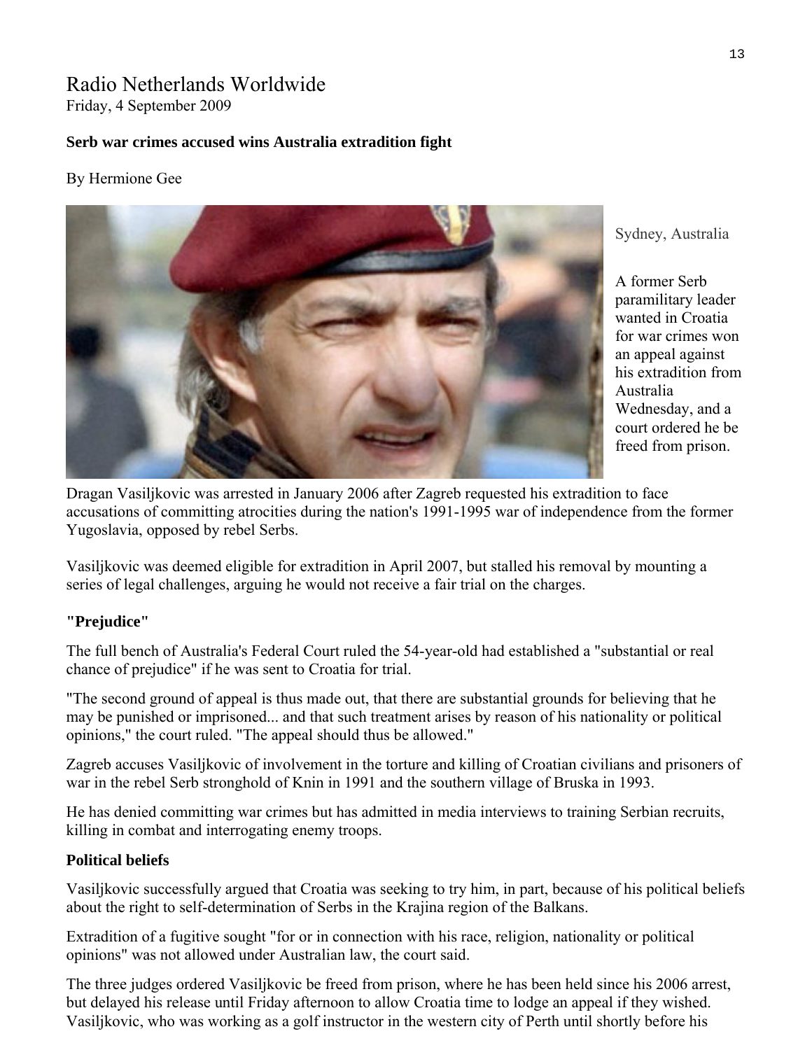# Radio Netherlands Worldwide

Friday, 4 September 2009

**Serb war crimes accused wins Australia extradition fight**

By Hermione Gee

Sydney, Australia

A former Serb paramilitary leader wanted in Croatia for war crimes won an appeal against his extradition from Australia Wednesday, and a court ordered he be freed from prison.

Dragan Vasiljkovic was arrested in January 2006 after Zagreb requested his extradition to face accusations of committing atrocities during the nation's 1991-1995 war of independence from the former Yugoslavia, opposed by rebel Serbs.

Vasiljkovic was deemed eligible for extradition in April 2007, but stalled his removal by mounting a series of legal challenges, arguing he would not receive a fair trial on the charges.

## "Prejudice"

The full bench of Australia's Federal Court ruled the 54-year-old had established a "substantial or real chance of prejudice" if he was sent to Croatia for trial.

"The second ground of appeal is thus made out, that there are substantial grounds for believing that he may be punished or imprisoned... and that such treatment arises by reason of his nationality or political opinions," the court ruled. "The appeal should thus be allowed."

Zagreb accuses Vasiljkovic of involvement in the torture and killing of Croatian civilians and prisoners of war in the rebel Serb stronghold of Knin in 1991 and the southern village of Bruska in 1993.

He has denied committing war crimes but has admitted in media interviews to training Serbian recruits, killing in combat and interrogating enemy troops.

## Political beliefs

Vasiljkovic successfully argued that Croatia was seeking to try him, in part, because of his political beliefs about the right to self-determination of Serbs in the Krajina region of the Balkans.

Extradition of a fugitive sought "for or in connection with his race, religion, nationality or political opinions" was not allowed under Australian law, the court said.

The three judges ordered Vasiljkovic be freed from prison, where he has been held since his 2006 arrest, but delayed his release until Friday afternoon to allow Croatia time to lodge an appeal if they wished. Vasiljkovic, who was working as a golf instructor in the western city of Perth until shortly before his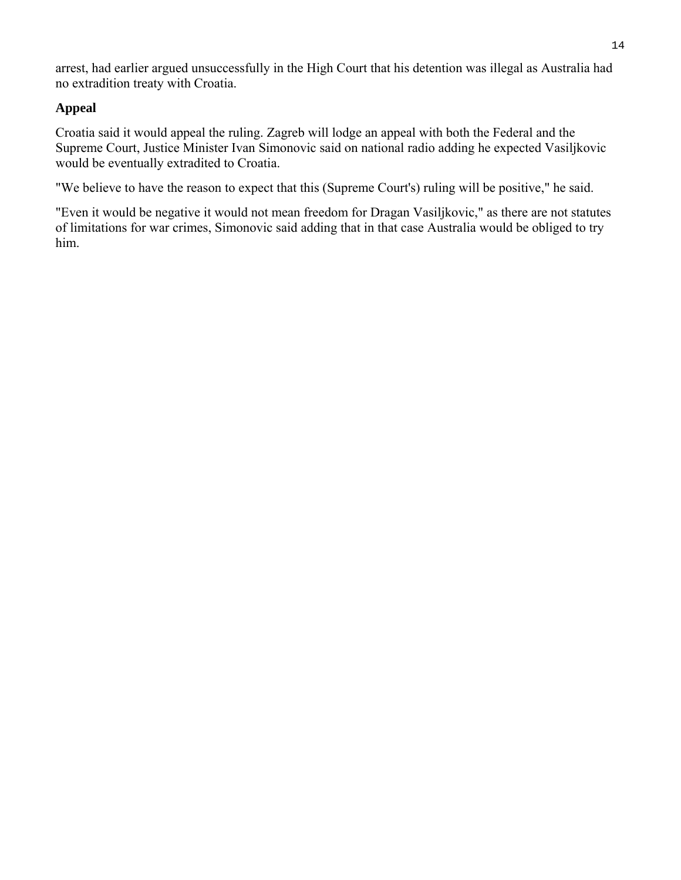arrest, had earlier argued unsuccessfully in the High Court that his detention was illegal as Australia had no extradition treaty with Croatia.

## Appeal

Croatia said it would appeal the ruling. Zagreb will lodge an appeal with both the Federal and the Supreme Court, Justice Minister Ivan Simonovic said on national radio adding he expected Vasiljkovic would be eventually extradited to Croatia.

"We believe to have the reason to expect that this (Supreme Court's) ruling will be positive," he said.

"Even it would be negative it would not mean freedom for Dragan Vasiljkovic," as there are not statutes of limitations for war crimes, Simonovic said adding that in that case Australia would be obliged to try him.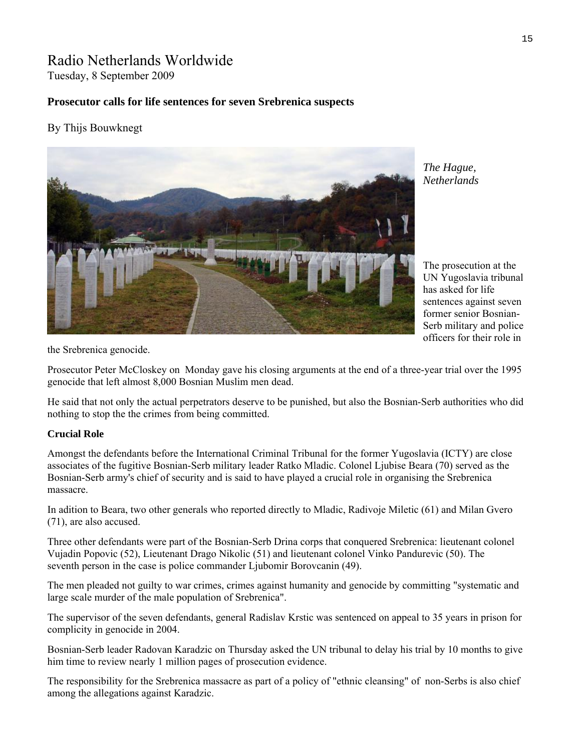# Radio Netherlands Worldwide

Tuesday, 8 September 2009

**Prosecutor calls for life sentences for seven Srebrenica suspects**

By Thijs Bouwknegt

*The Hague, Netherlands*

The prosecution at the UN Yugoslavia tribunal has asked for life sentences against seven former senior Bosnian-Serb military and police officers for their role in the Srebrenica genocide.

Prosecutor Peter McCloskey on Monday gave his closing arguments at the end of a three-year trial over the 1995 genocide that left almost 8,000 Bosnian Muslim men dead.

He said that not only the actual perpetrators deserve to be punished, but also the Bosnian-Serb authorities who did nothing to stop the the crimes from being committed.

**Crucial Role**

Amongst the defendants before the International Criminal Tribunal for the former Yugoslavia (ICTY) are close associates of the fugitive Bosnian-Serb military leader Ratko Mladic. Colonel Ljubise Beara (70) served as the Bosnian-Serb army's chief of security and is said to have played a crucial role in organising the Srebrenica massacre.

In adition to Beara, two other generals who reported directly to Mladic, Radivoje Miletic (61) and Milan Gvero (71), are also accused.

Three other defendants were part of the Bosnian-Serb Drina corps that conquered Srebrenica: lieutenant colonel Vujadin Popovic (52), Lieutenant Drago Nikolic (51) and lieutenant colonel Vinko Pandurevic (50). The seventh person in the case is police commander Ljubomir Borovcanin (49).

The men pleaded not guilty to war crimes, crimes against humanity and genocide by committing "systematic and large scale murder of the male population of Srebrenica".

The supervisor of the seven defendants, general Radislav Krstic was sentenced on appeal to 35 years in prison for complicity in genocide in 2004.

Bosnian-Serb leader Radovan Karadzic on Thursday asked the UN tribunal to delay his trial by 10 months to give him time to review nearly 1 million pages of prosecution evidence.

The responsibility for the Srebrenica massacre as part of a policy of "ethnic cleansing" of non-Serbs is also chief among the allegations against Karadzic.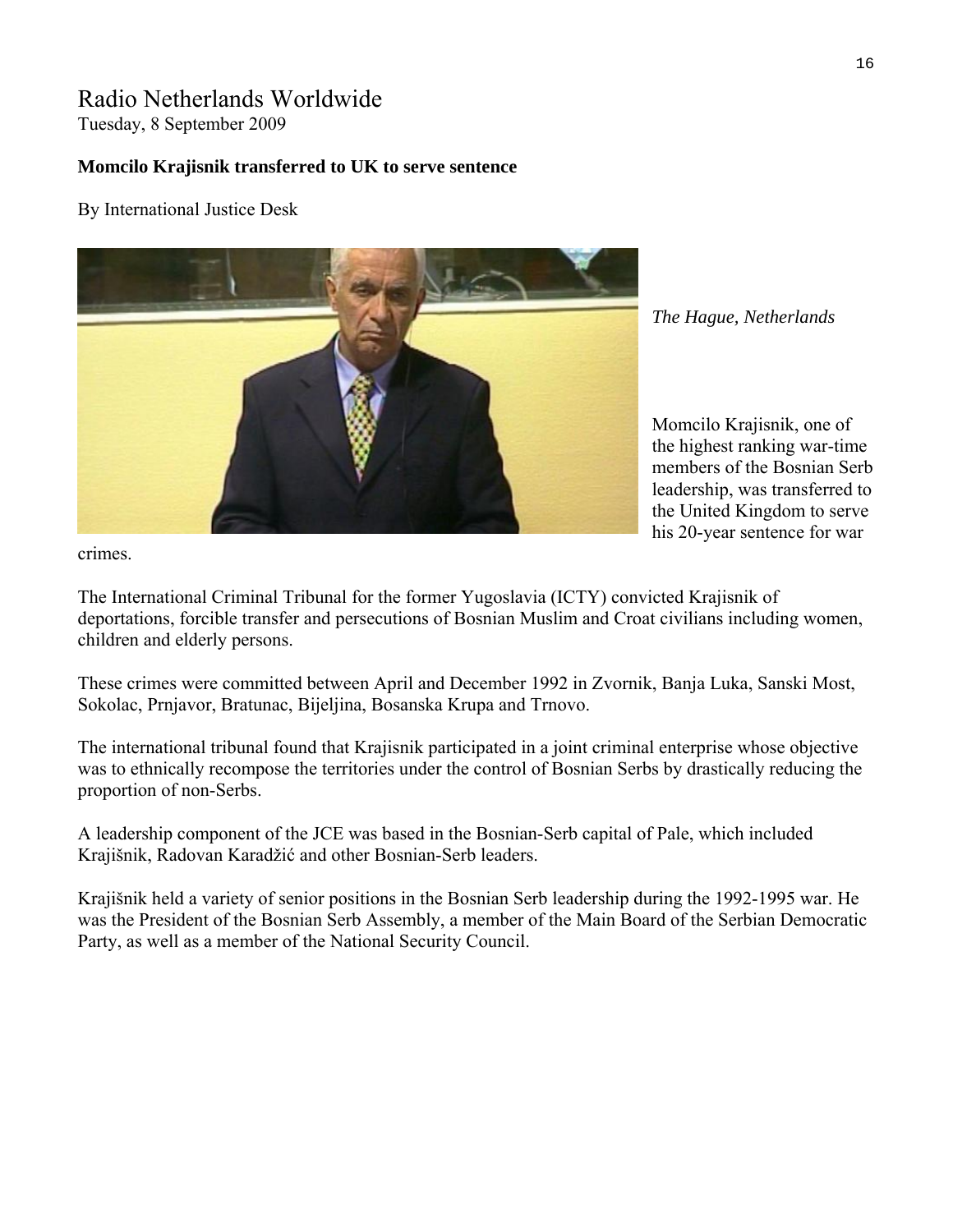# Radio Netherlands Worldwide

Tuesday, 8 September 2009

**Momcilo Krajisnik transferred to UK to serve sentence**

By International Justice Desk

*The Hague, Netherlands*

Momcilo Krajisnik, one of the highest ranking war-time members of the Bosnian Serb leadership, was transferred to the United Kingdom to serve his 20-year sentence for war crimes.

The International Criminal Tribunal for the former Yugoslavia (ICTY) convicted Krajisnik of deportations, forcible transfer and persecutions of Bosnian Muslim and Croat civilians including women, children and elderly persons.

These crimes were committed between April and December 1992 in Zvornik, Banja Luka, Sanski Most, Sokolac, Prnjavor, Bratunac, Bijeljina, Bosanska Krupa and Trnovo.

The international tribunal found that Krajisnik participated in a joint criminal enterprise whose objective was to ethnically recompose the territories under the control of Bosnian Serbs by drastically reducing the proportion of non-Serbs.

A leadership component of the JCE was based in the Bosnian-Serb capital of Pale, which included Krajišnik, Radovan Karadžić and other Bosnian-Serb leaders.

Krajišnik held a variety of senior positions in the Bosnian Serb leadership during the 1992-1995 war. He was the President of the Bosnian Serb Assembly, a member of the Main Board of the Serbian Democratic Party, as well as a member of the National Security Council.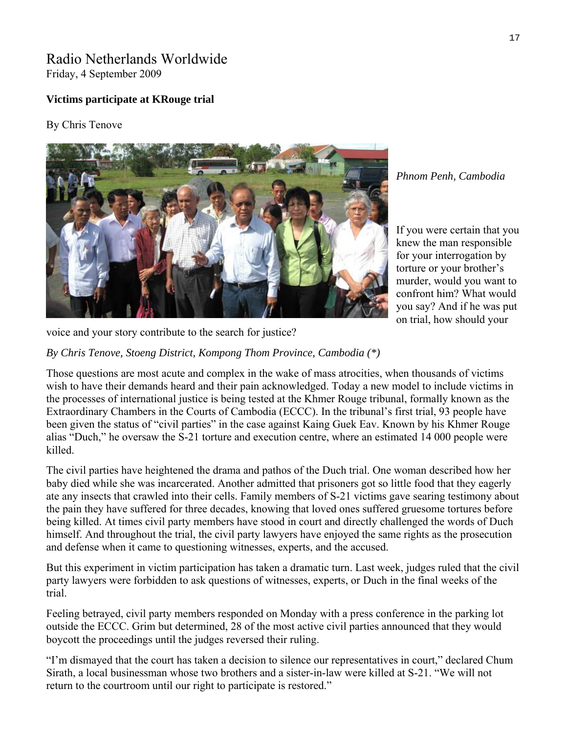# Radio Netherlands Worldwide

Friday, 4 September 2009

**Victims participate at KRouge trial**

By Chris Tenove

*Phnom Penh, Cambodia*

If you were certain that you knew the man responsible for your interrogation by torture or your brother's murder, would you want to confront him? What would you say? And if he was put on trial, how should your voice and your story contribute to the search for justice?

*By Chris Tenove, Stoeng District, Kompong Thom Province, Cambodia (*)*

Those questions are most acute and complex in the wake of mass atrocities, when thousands of victims wish to have their demands heard and their pain acknowledged. Today a new model to include victims in the processes of international justice is being tested at the Khmer Rouge tribunal, formally known as the Extraordinary Chambers in the Courts of Cambodia (ECCC). In the tribunal's first trial, 93 people have been given the status of "civil parties" in the case against Kaing Guek Eav. Known by his Khmer Rouge alias "Duch," he oversaw the S-21 torture and execution centre, where an estimated 14 000 people were killed.

The civil parties have heightened the drama and pathos of the Duch trial. One woman described how her baby died while she was incarcerated. Another admitted that prisoners got so little food that they eagerly ate any insects that crawled into their cells. Family members of S-21 victims gave searing testimony about the pain they have suffered for three decades, knowing that loved ones suffered gruesome tortures before being killed. At times civil party members have stood in court and directly challenged the words of Duch himself. And throughout the trial, the civil party lawyers have enjoyed the same rights as the prosecution and defense when it came to questioning witnesses, experts, and the accused.

But this experiment in victim participation has taken a dramatic turn. Last week, judges ruled that the civil party lawyers were forbidden to ask questions of witnesses, experts, or Duch in the final weeks of the trial.

Feeling betrayed, civil party members responded on Monday with a press conference in the parking lot outside the ECCC. Grim but determined, 28 of the most active civil parties announced that they would boycott the proceedings until the judges reversed their ruling.

"I'm dismayed that the court has taken a decision to silence our representatives in court," declared Chum Sirath, a local businessman whose two brothers and a sister-in-law were killed at S-21. "We will not return to the courtroom until our right to participate is restored."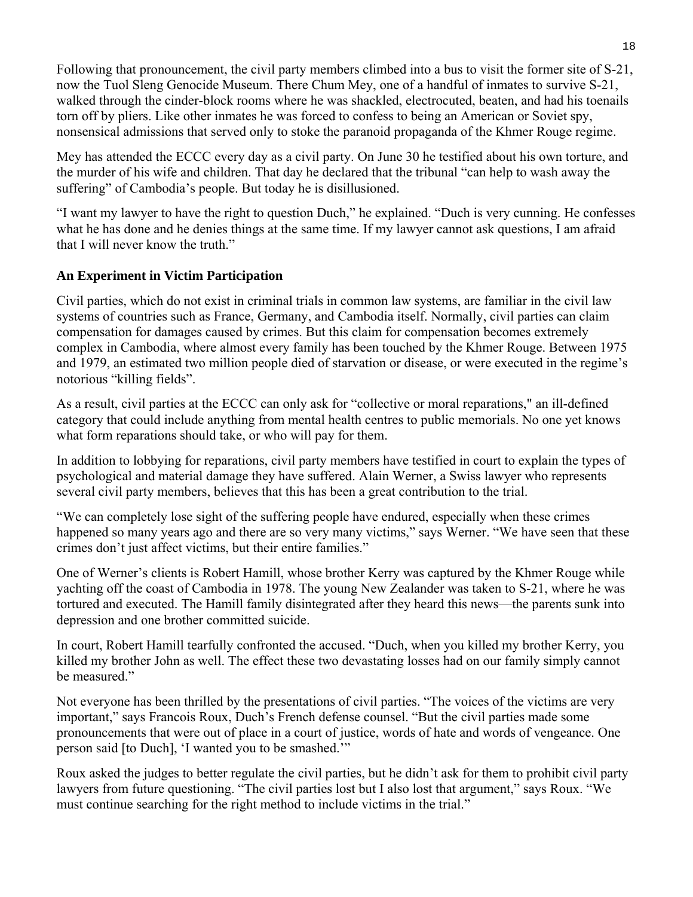Following that pronouncement, the civil party members climbed into a bus to visit the former site of S-21, now the Tuol Sleng Genocide Museum. There Chum Mey, one of a handful of inmates to survive S-21, walked through the cinder-block rooms where he was shackled, electrocuted, beaten, and had his toenails torn off by pliers. Like other inmates he was forced to confess to being an American or Soviet spy, nonsensical admissions that served only to stoke the paranoid propaganda of the Khmer Rouge regime.

Mey has attended the ECCC every day as a civil party. On June 30 he testified about his own torture, and the murder of his wife and children. That day he declared that the tribunal "can help to wash away the suffering" of Cambodia's people. But today he is disillusioned.

"I want my lawyer to have the right to question Duch," he explained. "Duch is very cunning. He confesses what he has done and he denies things at the same time. If my lawyer cannot ask questions, I am afraid that I will never know the truth."

## An Experiment in Victim Participation

Civil parties, which do not exist in criminal trials in common law systems, are familiar in the civil law systems of countries such as France, Germany, and Cambodia itself. Normally, civil parties can claim compensation for damages caused by crimes. But this claim for compensation becomes extremely complex in Cambodia, where almost every family has been touched by the Khmer Rouge. Between 1975 and 1979, an estimated two million people died of starvation or disease, or were executed in the regime's notorious "killing fields".

As a result, civil parties at the ECCC can only ask for "collective or moral reparations," an ill-defined category that could include anything from mental health centres to public memorials. No one yet knows what form reparations should take, or who will pay for them.

In addition to lobbying for reparations, civil party members have testified in court to explain the types of psychological and material damage they have suffered. Alain Werner, a Swiss lawyer who represents several civil party members, believes that this has been a great contribution to the trial.

"We can completely lose sight of the suffering people have endured, especially when these crimes happened so many years ago and there are so very many victims," says Werner. "We have seen that these crimes don't just affect victims, but their entire families."

One of Werner's clients is Robert Hamill, whose brother Kerry was captured by the Khmer Rouge while yachting off the coast of Cambodia in 1978. The young New Zealander was taken to S-21, where he was tortured and executed. The Hamill family disintegrated after they heard this news—the parents sunk into depression and one brother committed suicide.

In court, Robert Hamill tearfully confronted the accused. "Duch, when you killed my brother Kerry, you killed my brother John as well. The effect these two devastating losses had on our family simply cannot be measured."

Not everyone has been thrilled by the presentations of civil parties. "The voices of the victims are very important," says Francois Roux, Duch's French defense counsel. "But the civil parties made some pronouncements that were out of place in a court of justice, words of hate and words of vengeance. One person said [to Duch], 'I wanted you to be smashed.'"

Roux asked the judges to better regulate the civil parties, but he didn't ask for them to prohibit civil party lawyers from future questioning. "The civil parties lost but I also lost that argument," says Roux. "We must continue searching for the right method to include victims in the trial."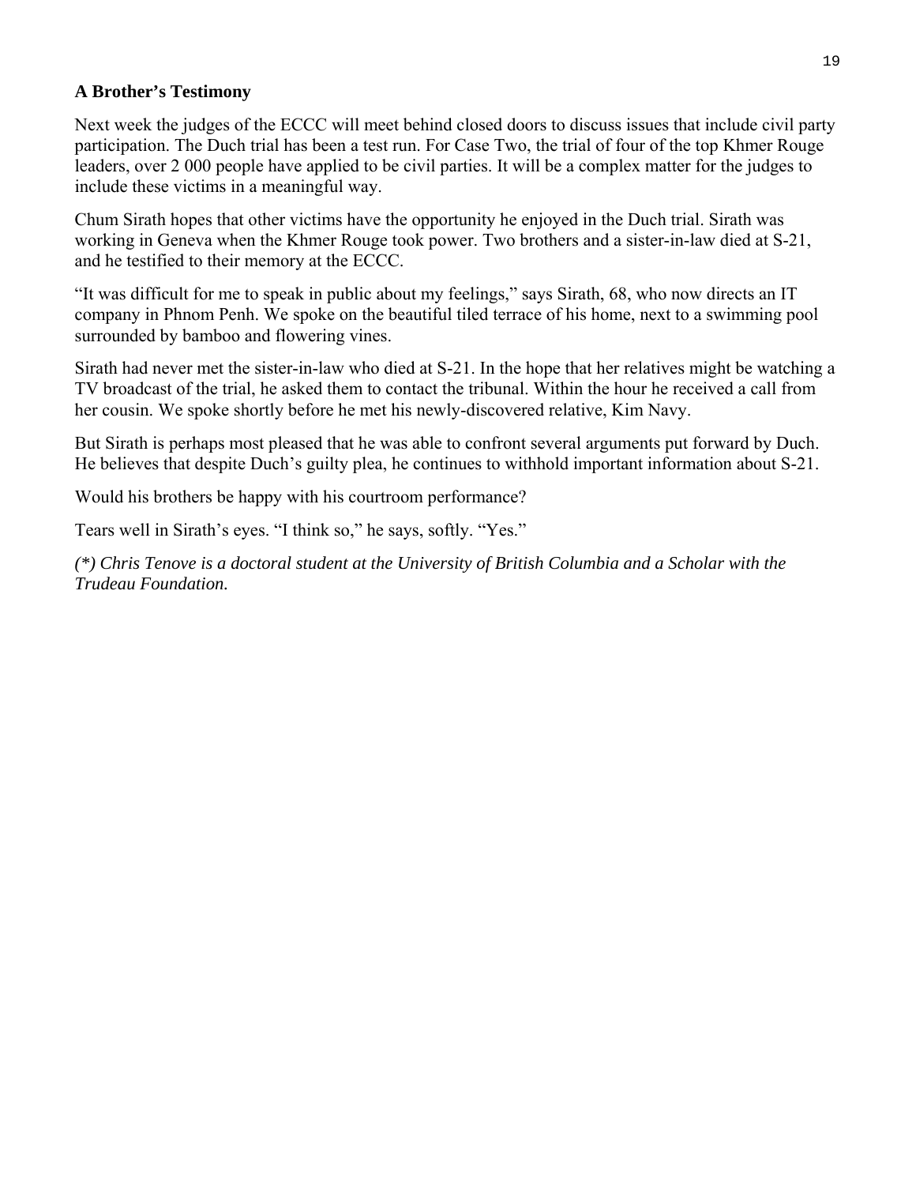**A Brother's Testimony**

Next week the judges of the ECCC will meet behind closed doors to discuss issues that include civil party participation. The Duch trial has been a test run. For Case Two, the trial of four of the top Khmer Rouge leaders, over 2 000 people have applied to be civil parties. It will be a complex matter for the judges to include these victims in a meaningful way.

Chum Sirath hopes that other victims have the opportunity he enjoyed in the Duch trial. Sirath was working in Geneva when the Khmer Rouge took power. Two brothers and a sister-in-law died at S-21, and he testified to their memory at the ECCC.

"It was difficult for me to speak in public about my feelings," says Sirath, 68, who now directs an IT company in Phnom Penh. We spoke on the beautiful tiled terrace of his home, next to a swimming pool surrounded by bamboo and flowering vines.

Sirath had never met the sister-in-law who died at S-21. In the hope that her relatives might be watching a TV broadcast of the trial, he asked them to contact the tribunal. Within the hour he received a call from her cousin. We spoke shortly before he met his newly-discovered relative, Kim Navy.

But Sirath is perhaps most pleased that he was able to confront several arguments put forward by Duch. He believes that despite Duch's guilty plea, he continues to withhold important information about S-21.

Would his brothers be happy with his courtroom performance?

Tears well in Sirath's eyes. "I think so," he says, softly. "Yes."

*(\*) Chris Tenove is a doctoral student at the University of British Columbia and a Scholar with the Trudeau Foundation.*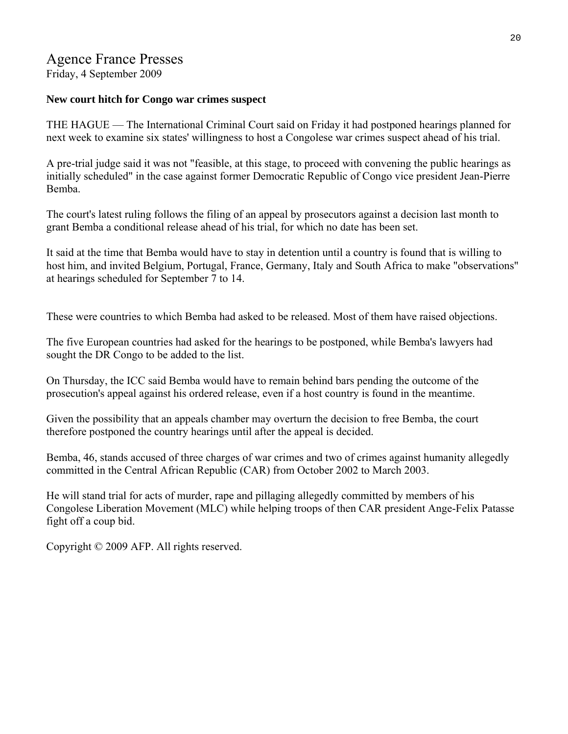# Agence France Presses

Friday, 4 September 2009

**New court hitch for Congo war crimes suspect**

THE HAGUE — The International Criminal Court said on Friday it had postponed hearings planned for next week to examine six states' willingness to host a Congolese war crimes suspect ahead of his trial.

A pre-trial judge said it was not "feasible, at this stage, to proceed with convening the public hearings as initially scheduled" in the case against former Democratic Republic of Congo vice president Jean-Pierre Bemba.

The court's latest ruling follows the filing of an appeal by prosecutors against a decision last month to grant Bemba a conditional release ahead of his trial, for which no date has been set.

It said at the time that Bemba would have to stay in detention until a country is found that is willing to host him, and invited Belgium, Portugal, France, Germany, Italy and South Africa to make "observations" at hearings scheduled for September 7 to 14.

These were countries to which Bemba had asked to be released. Most of them have raised objections.

The five European countries had asked for the hearings to be postponed, while Bemba's lawyers had sought the DR Congo to be added to the list.

On Thursday, the ICC said Bemba would have to remain behind bars pending the outcome of the prosecution's appeal against his ordered release, even if a host country is found in the meantime.

Given the possibility that an appeals chamber may overturn the decision to free Bemba, the court therefore postponed the country hearings until after the appeal is decided.

Bemba, 46, stands accused of three charges of war crimes and two of crimes against humanity allegedly committed in the Central African Republic (CAR) from October 2002 to March 2003.

He will stand trial for acts of murder, rape and pillaging allegedly committed by members of his Congolese Liberation Movement (MLC) while helping troops of then CAR president Ange-Felix Patasse fight off a coup bid.

Copyright © 2009 AFP. All rights reserved.